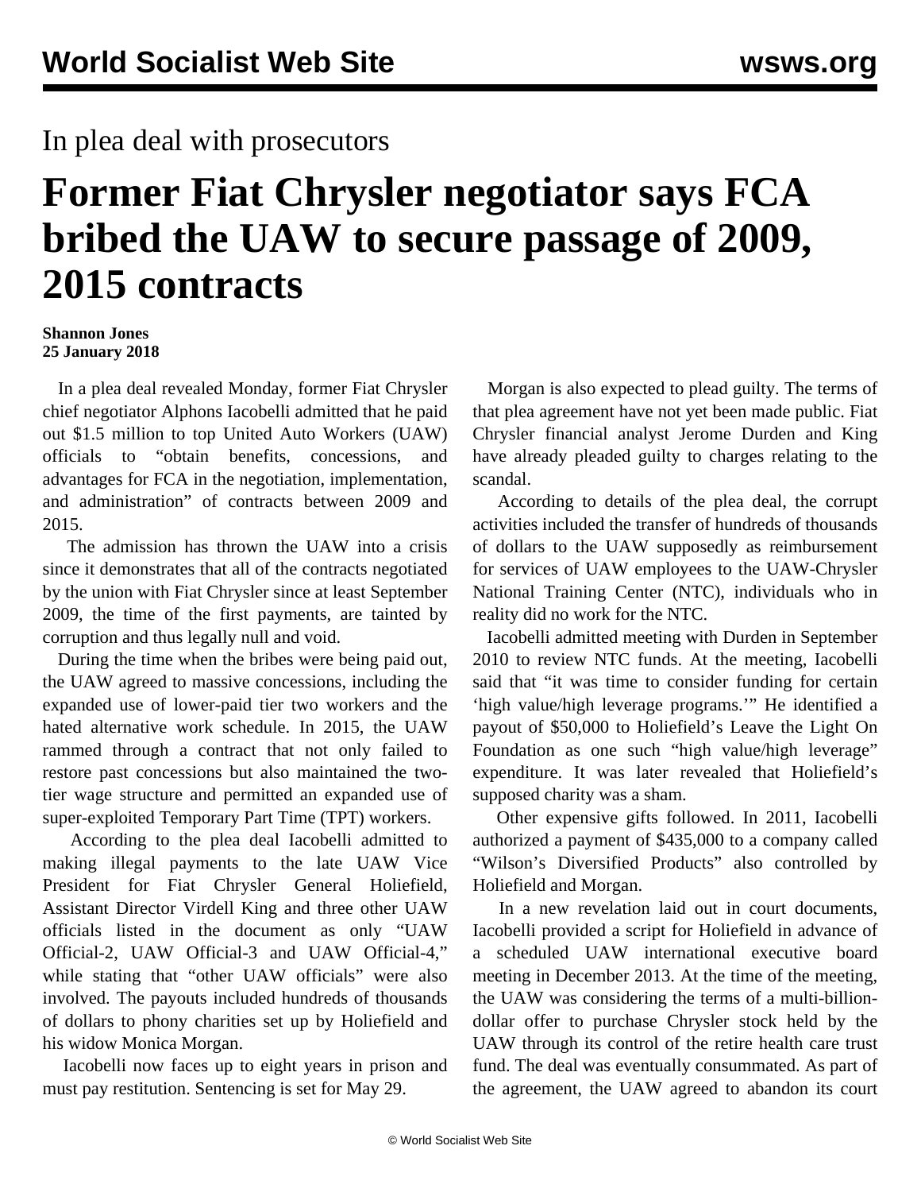In plea deal with prosecutors

# Former Fiat Chrysler negotiator says FCA bribed the UAW to secure passage of 2009, 2015 contracts

**Shannon Jones**
**25 January 2018**

In a plea deal revealed Monday, former Fiat Chrysler chief negotiator Alphons Iacobelli admitted that he paid out $1.5 million to top United Auto Workers (UAW) officials to "obtain benefits, concessions, and advantages for FCA in the negotiation, implementation, and administration" of contracts between 2009 and 2015.

The admission has thrown the UAW into a crisis since it demonstrates that all of the contracts negotiated by the union with Fiat Chrysler since at least September 2009, the time of the first payments, are tainted by corruption and thus legally null and void.

During the time when the bribes were being paid out, the UAW agreed to massive concessions, including the expanded use of lower-paid tier two workers and the hated alternative work schedule. In 2015, the UAW rammed through a contract that not only failed to restore past concessions but also maintained the two-tier wage structure and permitted an expanded use of super-exploited Temporary Part Time (TPT) workers.

According to the plea deal Iacobelli admitted to making illegal payments to the late UAW Vice President for Fiat Chrysler General Holiefield, Assistant Director Virdell King and three other UAW officials listed in the document as only "UAW Official-2, UAW Official-3 and UAW Official-4," while stating that "other UAW officials" were also involved. The payouts included hundreds of thousands of dollars to phony charities set up by Holiefield and his widow Monica Morgan.

Iacobelli now faces up to eight years in prison and must pay restitution. Sentencing is set for May 29.

Morgan is also expected to plead guilty. The terms of that plea agreement have not yet been made public. Fiat Chrysler financial analyst Jerome Durden and King have already pleaded guilty to charges relating to the scandal.

According to details of the plea deal, the corrupt activities included the transfer of hundreds of thousands of dollars to the UAW supposedly as reimbursement for services of UAW employees to the UAW-Chrysler National Training Center (NTC), individuals who in reality did no work for the NTC.

Iacobelli admitted meeting with Durden in September 2010 to review NTC funds. At the meeting, Iacobelli said that "it was time to consider funding for certain 'high value/high leverage programs.'" He identified a payout of $50,000 to Holiefield's Leave the Light On Foundation as one such "high value/high leverage" expenditure. It was later revealed that Holiefield's supposed charity was a sham.

Other expensive gifts followed. In 2011, Iacobelli authorized a payment of $435,000 to a company called "Wilson's Diversified Products" also controlled by Holiefield and Morgan.

In a new revelation laid out in court documents, Iacobelli provided a script for Holiefield in advance of a scheduled UAW international executive board meeting in December 2013. At the time of the meeting, the UAW was considering the terms of a multi-billion-dollar offer to purchase Chrysler stock held by the UAW through its control of the retire health care trust fund. The deal was eventually consummated. As part of the agreement, the UAW agreed to abandon its court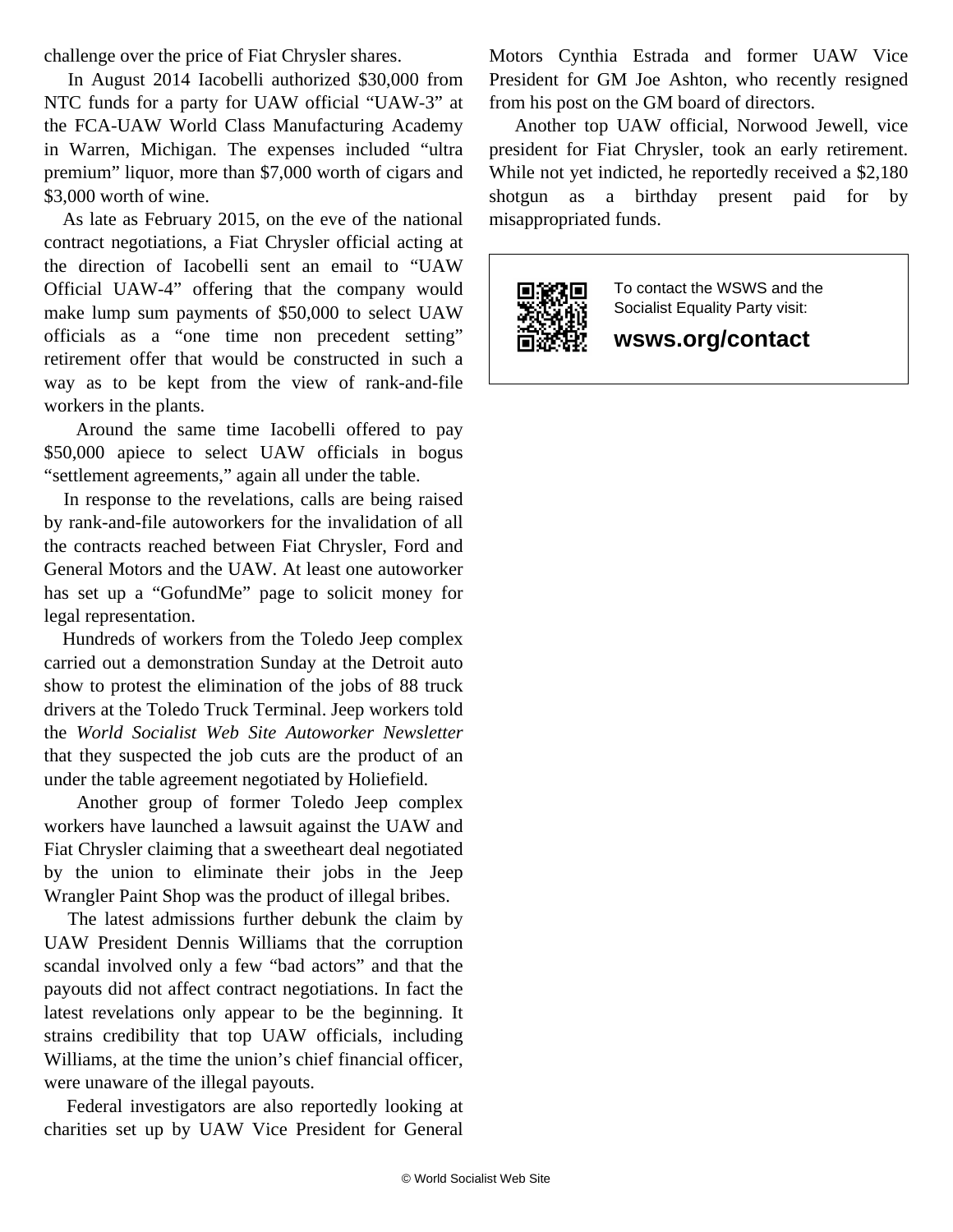challenge over the price of Fiat Chrysler shares.

In August 2014 Iacobelli authorized $30,000 from NTC funds for a party for UAW official "UAW-3" at the FCA-UAW World Class Manufacturing Academy in Warren, Michigan. The expenses included "ultra premium" liquor, more than $7,000 worth of cigars and $3,000 worth of wine.

As late as February 2015, on the eve of the national contract negotiations, a Fiat Chrysler official acting at the direction of Iacobelli sent an email to "UAW Official UAW-4" offering that the company would make lump sum payments of $50,000 to select UAW officials as a "one time non precedent setting" retirement offer that would be constructed in such a way as to be kept from the view of rank-and-file workers in the plants.

Around the same time Iacobelli offered to pay $50,000 apiece to select UAW officials in bogus "settlement agreements," again all under the table.

In response to the revelations, calls are being raised by rank-and-file autoworkers for the invalidation of all the contracts reached between Fiat Chrysler, Ford and General Motors and the UAW. At least one autoworker has set up a "GofundMe" page to solicit money for legal representation.

Hundreds of workers from the Toledo Jeep complex carried out a demonstration Sunday at the Detroit auto show to protest the elimination of the jobs of 88 truck drivers at the Toledo Truck Terminal. Jeep workers told the *World Socialist Web Site Autoworker Newsletter* that they suspected the job cuts are the product of an under the table agreement negotiated by Holiefield.

Another group of former Toledo Jeep complex workers have launched a lawsuit against the UAW and Fiat Chrysler claiming that a sweetheart deal negotiated by the union to eliminate their jobs in the Jeep Wrangler Paint Shop was the product of illegal bribes.

The latest admissions further debunk the claim by UAW President Dennis Williams that the corruption scandal involved only a few "bad actors" and that the payouts did not affect contract negotiations. In fact the latest revelations only appear to be the beginning. It strains credibility that top UAW officials, including Williams, at the time the union's chief financial officer, were unaware of the illegal payouts.

Federal investigators are also reportedly looking at charities set up by UAW Vice President for General Motors Cynthia Estrada and former UAW Vice President for GM Joe Ashton, who recently resigned from his post on the GM board of directors.

Another top UAW official, Norwood Jewell, vice president for Fiat Chrysler, took an early retirement. While not yet indicted, he reportedly received a $2,180 shotgun as a birthday present paid for by misappropriated funds.

To contact the WSWS and the Socialist Equality Party visit:

**wsws.org/contact**